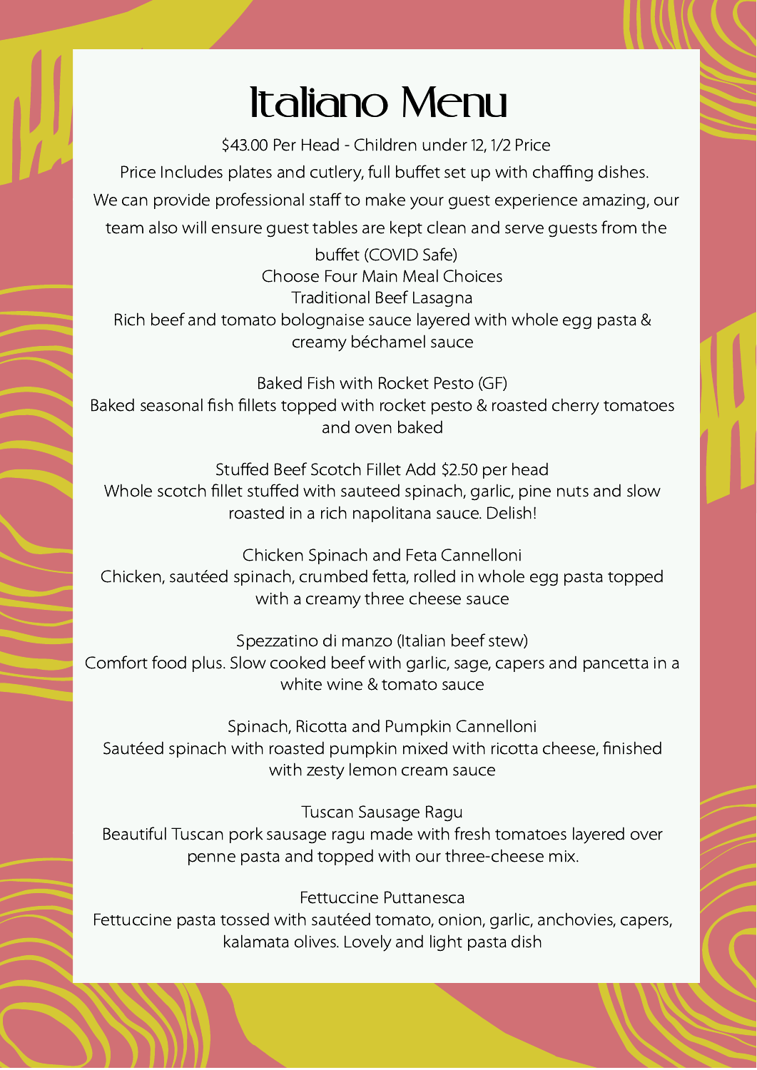# Italiano Menu

$43.00 Per Head - Children under 12, 1/2 Price

Price Includes plates and cutlery, full buffet set up with chaffing dishes.

We can provide professional staff to make your guest experience amazing, our team also will ensure guest tables are kept clean and serve guests from the buffet (COVID Safe)

Choose Four Main Meal Choices

Traditional Beef Lasagna
Rich beef and tomato bolognaise sauce layered with whole egg pasta & creamy béchamel sauce

Baked Fish with Rocket Pesto (GF)
Baked seasonal fish fillets topped with rocket pesto & roasted cherry tomatoes and oven baked

Stuffed Beef Scotch Fillet Add $2.50 per head
Whole scotch fillet stuffed with sauteed spinach, garlic, pine nuts and slow roasted in a rich napolitana sauce. Delish!

Chicken Spinach and Feta Cannelloni
Chicken, sautéed spinach, crumbed fetta, rolled in whole egg pasta topped with a creamy three cheese sauce

Spezzatino di manzo (Italian beef stew)
Comfort food plus. Slow cooked beef with garlic, sage, capers and pancetta in a white wine & tomato sauce

Spinach, Ricotta and Pumpkin Cannelloni
Sautéed spinach with roasted pumpkin mixed with ricotta cheese, finished with zesty lemon cream sauce

Tuscan Sausage Ragu
Beautiful Tuscan pork sausage ragu made with fresh tomatoes layered over penne pasta and topped with our three-cheese mix.

Fettuccine Puttanesca
Fettuccine pasta tossed with sautéed tomato, onion, garlic, anchovies, capers, kalamata olives. Lovely and light pasta dish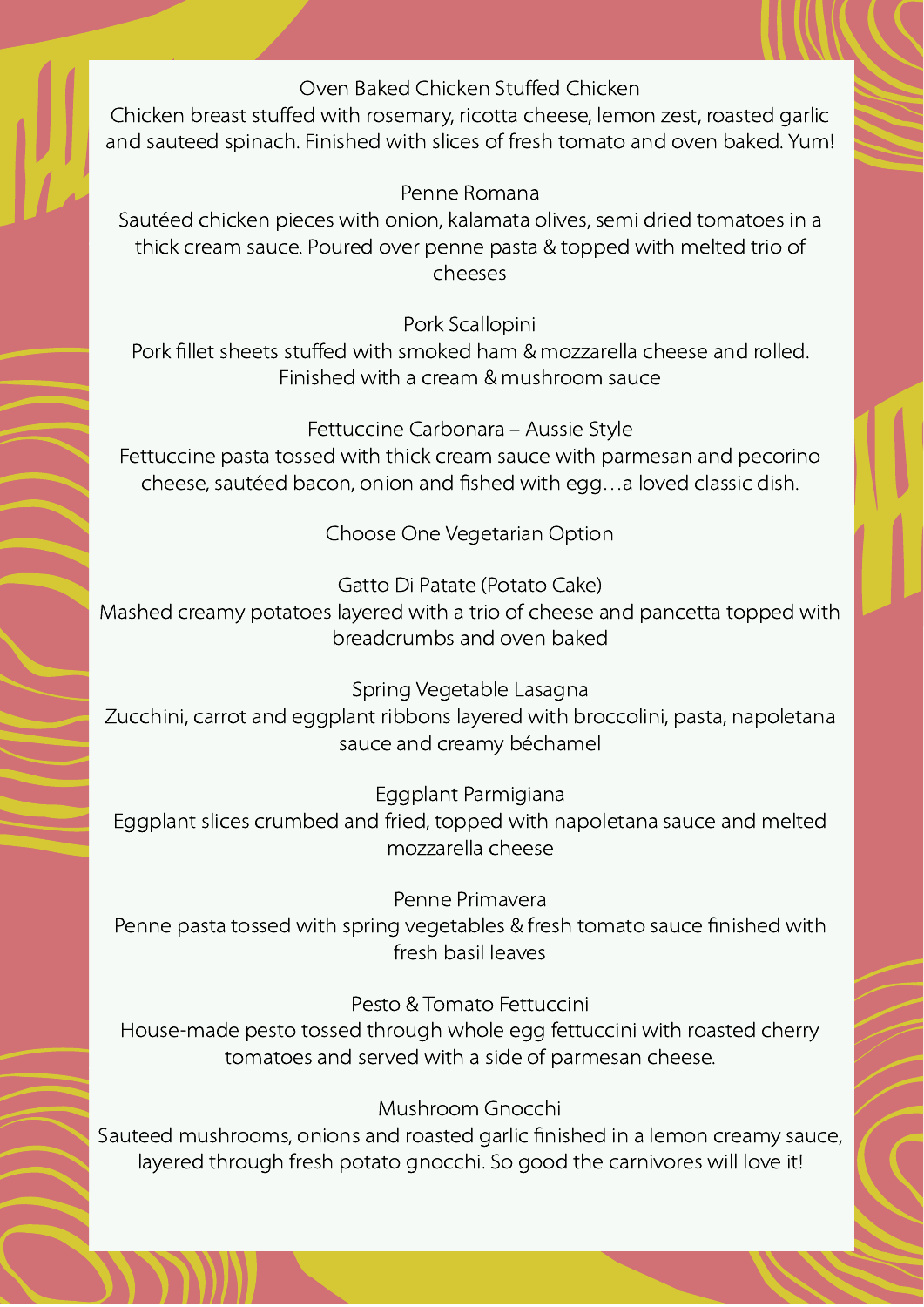### Oven Baked Chicken Stuffed Chicken

Chicken breast stuffed with rosemary, ricotta cheese, lemon zest, roasted garlic and sauteed spinach. Finished with slices of fresh tomato and oven baked. Yum!

### Penne Romana

Sautéed chicken pieces with onion, kalamata olives, semi dried tomatoes in a thick cream sauce. Poured over penne pasta & topped with melted trio of cheeses

### Pork Scallopini

Pork fillet sheets stuffed with smoked ham & mozzarella cheese and rolled. Finished with a cream & mushroom sauce

### Fettuccine Carbonara – Aussie Style

Fettuccine pasta tossed with thick cream sauce with parmesan and pecorino cheese, sautéed bacon, onion and fished with egg…a loved classic dish.

## Choose One Vegetarian Option

### Gatto Di Patate (Potato Cake)

Mashed creamy potatoes layered with a trio of cheese and pancetta topped with breadcrumbs and oven baked

### Spring Vegetable Lasagna

Zucchini, carrot and eggplant ribbons layered with broccolini, pasta, napoletana sauce and creamy béchamel

### Eggplant Parmigiana

Eggplant slices crumbed and fried, topped with napoletana sauce and melted mozzarella cheese

### Penne Primavera

Penne pasta tossed with spring vegetables & fresh tomato sauce finished with fresh basil leaves

### Pesto & Tomato Fettuccini

House-made pesto tossed through whole egg fettuccini with roasted cherry tomatoes and served with a side of parmesan cheese.

### Mushroom Gnocchi

Sauteed mushrooms, onions and roasted garlic finished in a lemon creamy sauce, layered through fresh potato gnocchi. So good the carnivores will love it!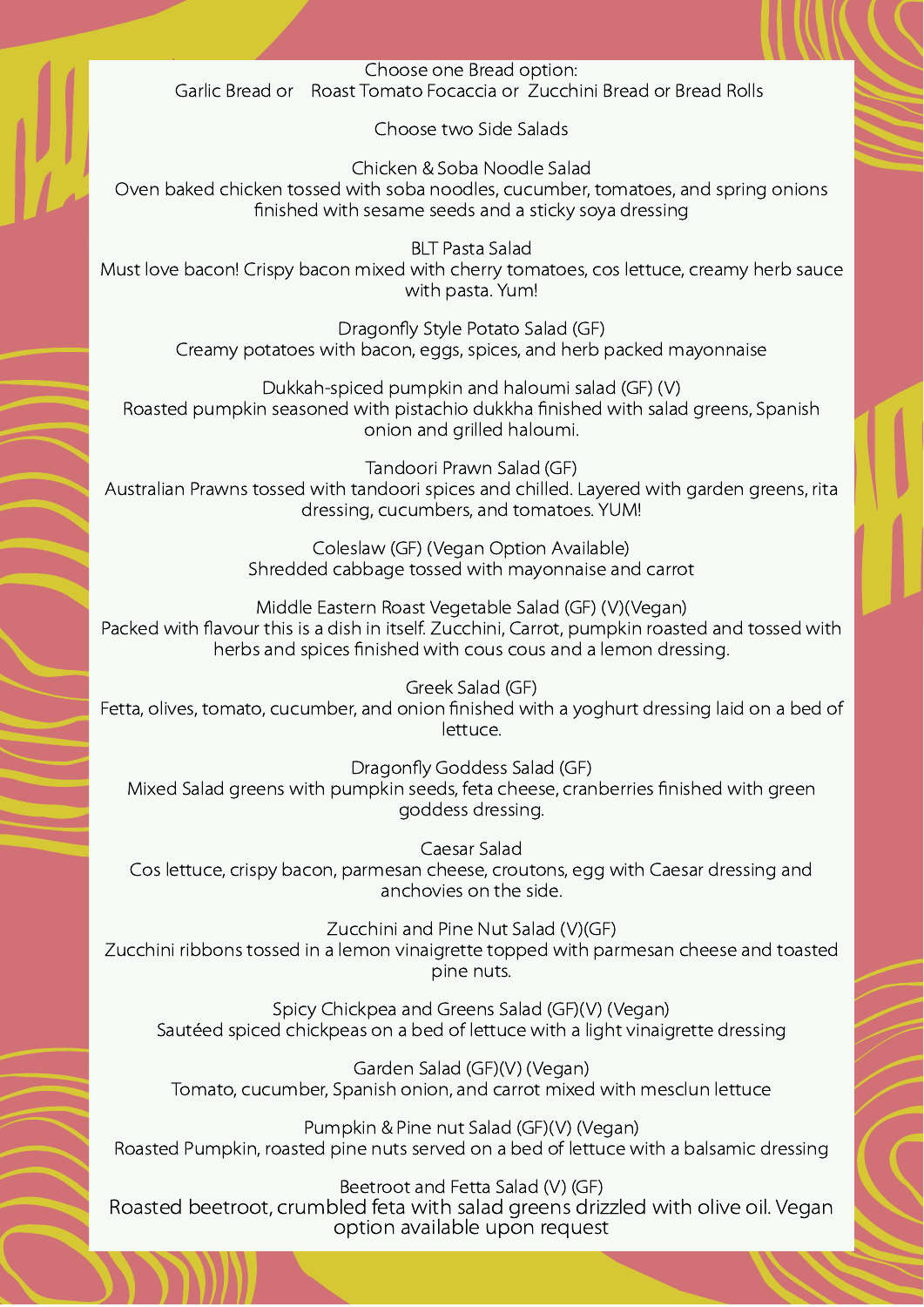Choose one Bread option:
Garlic Bread or Roast Tomato Focaccia or Zucchini Bread or Bread Rolls

Choose two Side Salads

**Chicken & Soba Noodle Salad**
Oven baked chicken tossed with soba noodles, cucumber, tomatoes, and spring onions finished with sesame seeds and a sticky soya dressing

**BLT Pasta Salad**
Must love bacon! Crispy bacon mixed with cherry tomatoes, cos lettuce, creamy herb sauce with pasta. Yum!

**Dragonfly Style Potato Salad (GF)**
Creamy potatoes with bacon, eggs, spices, and herb packed mayonnaise

**Dukkah-spiced pumpkin and haloumi salad (GF) (V)**
Roasted pumpkin seasoned with pistachio dukkha finished with salad greens, Spanish onion and grilled haloumi.

**Tandoori Prawn Salad (GF)**
Australian Prawns tossed with tandoori spices and chilled. Layered with garden greens, rita dressing, cucumbers, and tomatoes. YUM!

**Coleslaw (GF) (Vegan Option Available)**
Shredded cabbage tossed with mayonnaise and carrot

**Middle Eastern Roast Vegetable Salad (GF) (V)(Vegan)**
Packed with flavour this is a dish in itself. Zucchini, Carrot, pumpkin roasted and tossed with herbs and spices finished with cous cous and a lemon dressing.

**Greek Salad (GF)**
Fetta, olives, tomato, cucumber, and onion finished with a yoghurt dressing laid on a bed of lettuce.

**Dragonfly Goddess Salad (GF)**
Mixed Salad greens with pumpkin seeds, feta cheese, cranberries finished with green goddess dressing.

**Caesar Salad**
Cos lettuce, crispy bacon, parmesan cheese, croutons, egg with Caesar dressing and anchovies on the side.

**Zucchini and Pine Nut Salad (V)(GF)**
Zucchini ribbons tossed in a lemon vinaigrette topped with parmesan cheese and toasted pine nuts.

**Spicy Chickpea and Greens Salad (GF)(V) (Vegan)**
Sautéed spiced chickpeas on a bed of lettuce with a light vinaigrette dressing

**Garden Salad (GF)(V) (Vegan)**
Tomato, cucumber, Spanish onion, and carrot mixed with mesclun lettuce

**Pumpkin & Pine nut Salad (GF)(V) (Vegan)**
Roasted Pumpkin, roasted pine nuts served on a bed of lettuce with a balsamic dressing

**Beetroot and Fetta Salad (V) (GF)**
Roasted beetroot, crumbled feta with salad greens drizzled with olive oil. Vegan option available upon request